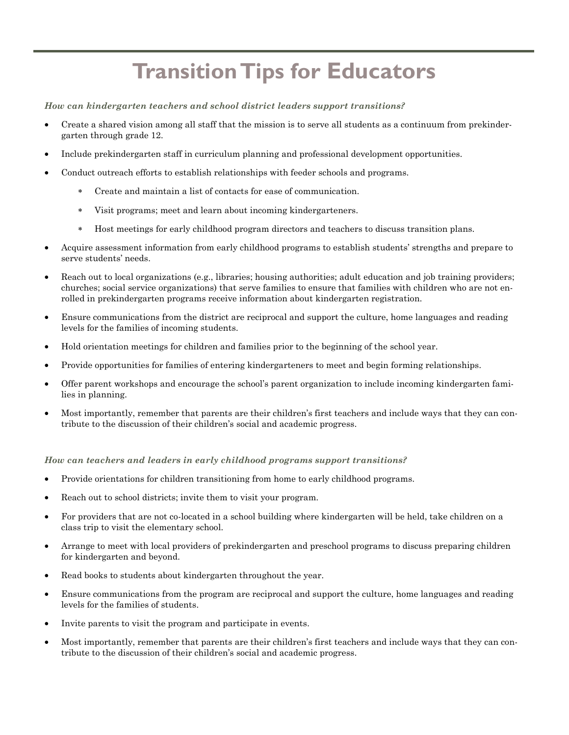# Transition Tips for Educators

***How can kindergarten teachers and school district leaders support transitions?***

- Create a shared vision among all staff that the mission is to serve all students as a continuum from prekindergarten through grade 12.
- Include prekindergarten staff in curriculum planning and professional development opportunities.
- Conduct outreach efforts to establish relationships with feeder schools and programs.
  - Create and maintain a list of contacts for ease of communication.
  - Visit programs; meet and learn about incoming kindergarteners.
  - Host meetings for early childhood program directors and teachers to discuss transition plans.
- Acquire assessment information from early childhood programs to establish students' strengths and prepare to serve students' needs.
- Reach out to local organizations (e.g., libraries; housing authorities; adult education and job training providers; churches; social service organizations) that serve families to ensure that families with children who are not enrolled in prekindergarten programs receive information about kindergarten registration.
- Ensure communications from the district are reciprocal and support the culture, home languages and reading levels for the families of incoming students.
- Hold orientation meetings for children and families prior to the beginning of the school year.
- Provide opportunities for families of entering kindergarteners to meet and begin forming relationships.
- Offer parent workshops and encourage the school's parent organization to include incoming kindergarten families in planning.
- Most importantly, remember that parents are their children's first teachers and include ways that they can contribute to the discussion of their children's social and academic progress.

***How can teachers and leaders in early childhood programs support transitions?***

- Provide orientations for children transitioning from home to early childhood programs.
- Reach out to school districts; invite them to visit your program.
- For providers that are not co-located in a school building where kindergarten will be held, take children on a class trip to visit the elementary school.
- Arrange to meet with local providers of prekindergarten and preschool programs to discuss preparing children for kindergarten and beyond.
- Read books to students about kindergarten throughout the year.
- Ensure communications from the program are reciprocal and support the culture, home languages and reading levels for the families of students.
- Invite parents to visit the program and participate in events.
- Most importantly, remember that parents are their children's first teachers and include ways that they can contribute to the discussion of their children's social and academic progress.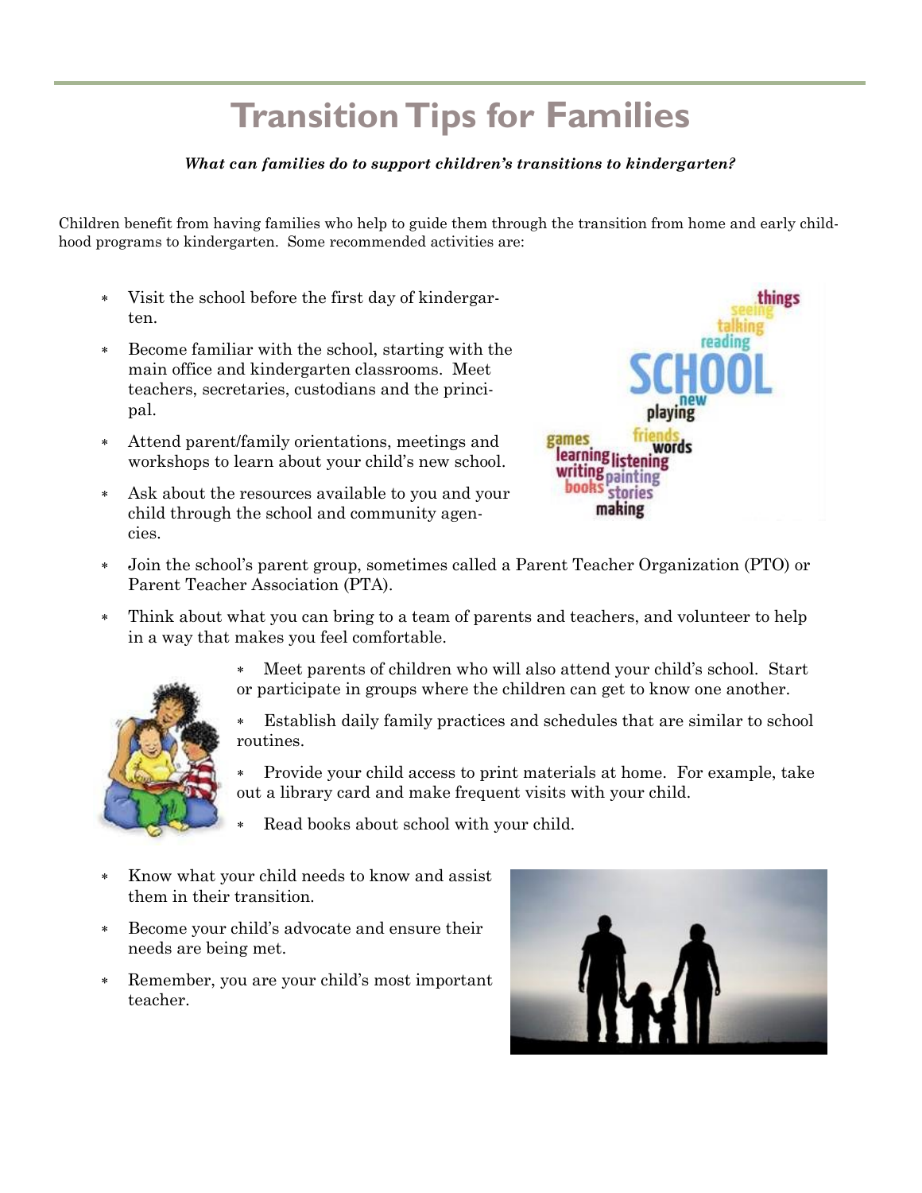# Transition Tips for Families

***What can families do to support children's transitions to kindergarten?***

Children benefit from having families who help to guide them through the transition from home and early childhood programs to kindergarten. Some recommended activities are:

- Visit the school before the first day of kindergarten.
- Become familiar with the school, starting with the main office and kindergarten classrooms. Meet teachers, secretaries, custodians and the principal.
- Attend parent/family orientations, meetings and workshops to learn about your child's new school.
- Ask about the resources available to you and your child through the school and community agencies.
- Join the school's parent group, sometimes called a Parent Teacher Organization (PTO) or Parent Teacher Association (PTA).
- Think about what you can bring to a team of parents and teachers, and volunteer to help in a way that makes you feel comfortable.
- Meet parents of children who will also attend your child's school. Start or participate in groups where the children can get to know one another.
- Establish daily family practices and schedules that are similar to school routines.
- Provide your child access to print materials at home. For example, take out a library card and make frequent visits with your child.
- Read books about school with your child.
- Know what your child needs to know and assist them in their transition.
- Become your child's advocate and ensure their needs are being met.
- Remember, you are your child's most important teacher.